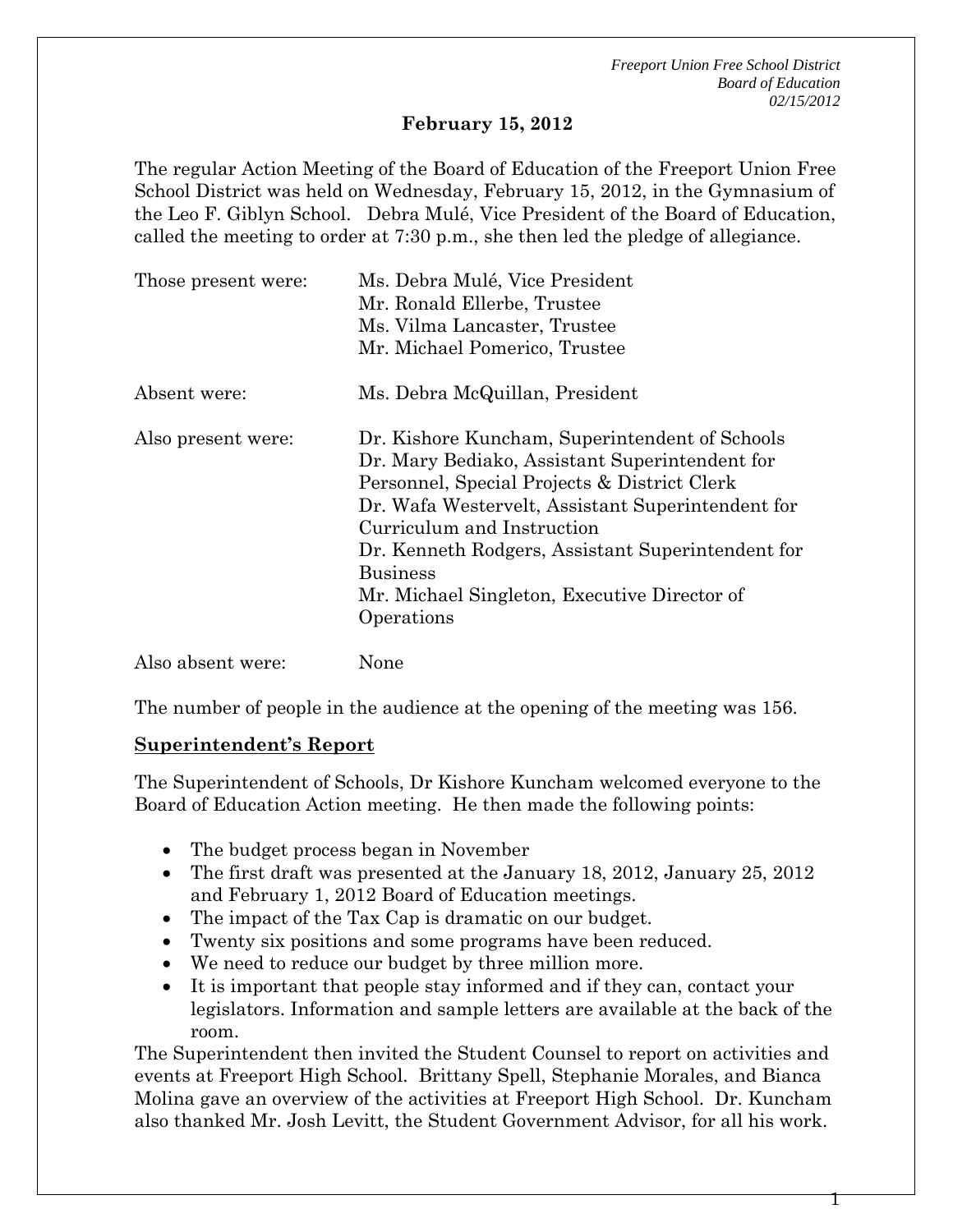# February 15, 2012

The regular Action Meeting of the Board of Education of the Freeport Union Free School District was held on Wednesday, February 15, 2012, in the Gymnasium of the Leo F. Giblyn School. Debra Mulé, Vice President of the Board of Education, called the meeting to order at 7:30 p.m., she then led the pledge of allegiance.

| | |
|---|---|
| Those present were: | Ms. Debra Mulé, Vice President<br>Mr. Ronald Ellerbe, Trustee<br>Ms. Vilma Lancaster, Trustee<br>Mr. Michael Pomerico, Trustee |
| Absent were: | Ms. Debra McQuillan, President |
| Also present were: | Dr. Kishore Kuncham, Superintendent of Schools<br>Dr. Mary Bediako, Assistant Superintendent for Personnel, Special Projects & District Clerk<br>Dr. Wafa Westervelt, Assistant Superintendent for Curriculum and Instruction<br>Dr. Kenneth Rodgers, Assistant Superintendent for Business<br>Mr. Michael Singleton, Executive Director of Operations |
| Also absent were: | None |

The number of people in the audience at the opening of the meeting was 156.

**Superintendent's Report**

The Superintendent of Schools, Dr Kishore Kuncham welcomed everyone to the Board of Education Action meeting. He then made the following points:

- The budget process began in November
- The first draft was presented at the January 18, 2012, January 25, 2012 and February 1, 2012 Board of Education meetings.
- The impact of the Tax Cap is dramatic on our budget.
- Twenty six positions and some programs have been reduced.
- We need to reduce our budget by three million more.
- It is important that people stay informed and if they can, contact your legislators. Information and sample letters are available at the back of the room.

The Superintendent then invited the Student Counsel to report on activities and events at Freeport High School. Brittany Spell, Stephanie Morales, and Bianca Molina gave an overview of the activities at Freeport High School. Dr. Kuncham also thanked Mr. Josh Levitt, the Student Government Advisor, for all his work.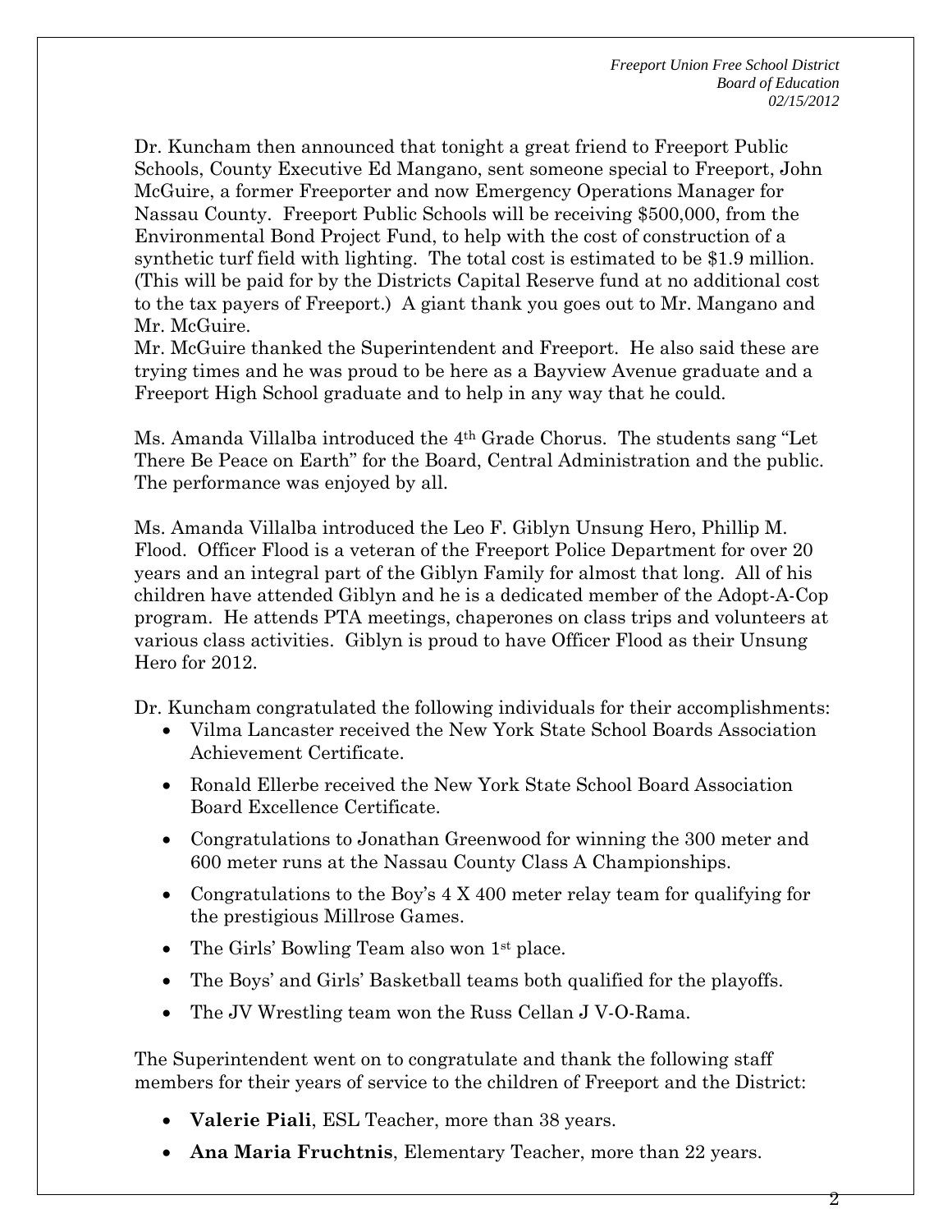Dr. Kuncham then announced that tonight a great friend to Freeport Public Schools, County Executive Ed Mangano, sent someone special to Freeport, John McGuire, a former Freeporter and now Emergency Operations Manager for Nassau County. Freeport Public Schools will be receiving $500,000, from the Environmental Bond Project Fund, to help with the cost of construction of a synthetic turf field with lighting. The total cost is estimated to be $1.9 million. (This will be paid for by the Districts Capital Reserve fund at no additional cost to the tax payers of Freeport.) A giant thank you goes out to Mr. Mangano and Mr. McGuire.
Mr. McGuire thanked the Superintendent and Freeport. He also said these are trying times and he was proud to be here as a Bayview Avenue graduate and a Freeport High School graduate and to help in any way that he could.

Ms. Amanda Villalba introduced the 4th Grade Chorus. The students sang "Let There Be Peace on Earth" for the Board, Central Administration and the public. The performance was enjoyed by all.

Ms. Amanda Villalba introduced the Leo F. Giblyn Unsung Hero, Phillip M. Flood. Officer Flood is a veteran of the Freeport Police Department for over 20 years and an integral part of the Giblyn Family for almost that long. All of his children have attended Giblyn and he is a dedicated member of the Adopt-A-Cop program. He attends PTA meetings, chaperones on class trips and volunteers at various class activities. Giblyn is proud to have Officer Flood as their Unsung Hero for 2012.

Dr. Kuncham congratulated the following individuals for their accomplishments:

- Vilma Lancaster received the New York State School Boards Association Achievement Certificate.
- Ronald Ellerbe received the New York State School Board Association Board Excellence Certificate.
- Congratulations to Jonathan Greenwood for winning the 300 meter and 600 meter runs at the Nassau County Class A Championships.
- Congratulations to the Boy's 4 X 400 meter relay team for qualifying for the prestigious Millrose Games.
- The Girls' Bowling Team also won 1st place.
- The Boys' and Girls' Basketball teams both qualified for the playoffs.
- The JV Wrestling team won the Russ Cellan J V-O-Rama.

The Superintendent went on to congratulate and thank the following staff members for their years of service to the children of Freeport and the District:

- **Valerie Piali**, ESL Teacher, more than 38 years.
- **Ana Maria Fruchtnis**, Elementary Teacher, more than 22 years.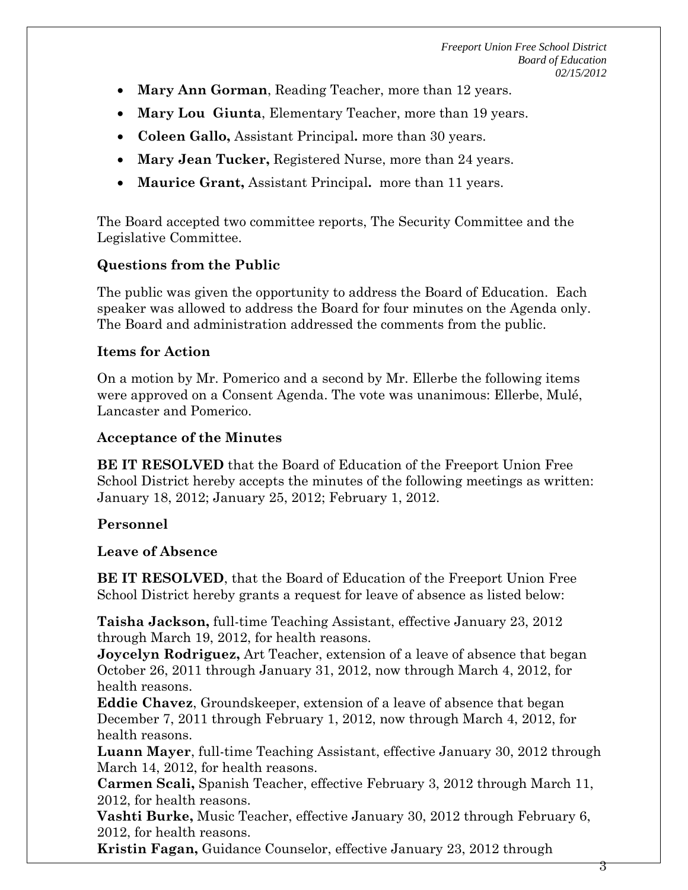- **Mary Ann Gorman**, Reading Teacher, more than 12 years.
- **Mary Lou Giunta**, Elementary Teacher, more than 19 years.
- **Coleen Gallo,** Assistant Principal**.** more than 30 years.
- **Mary Jean Tucker,** Registered Nurse, more than 24 years.
- **Maurice Grant,** Assistant Principal**.** more than 11 years.

The Board accepted two committee reports, The Security Committee and the Legislative Committee.

**Questions from the Public**

The public was given the opportunity to address the Board of Education. Each speaker was allowed to address the Board for four minutes on the Agenda only. The Board and administration addressed the comments from the public.

**Items for Action**

On a motion by Mr. Pomerico and a second by Mr. Ellerbe the following items were approved on a Consent Agenda. The vote was unanimous: Ellerbe, Mulé, Lancaster and Pomerico.

**Acceptance of the Minutes**

**BE IT RESOLVED** that the Board of Education of the Freeport Union Free School District hereby accepts the minutes of the following meetings as written: January 18, 2012; January 25, 2012; February 1, 2012.

**Personnel**

**Leave of Absence**

**BE IT RESOLVED**, that the Board of Education of the Freeport Union Free School District hereby grants a request for leave of absence as listed below:

**Taisha Jackson,** full-time Teaching Assistant, effective January 23, 2012 through March 19, 2012, for health reasons.
**Joycelyn Rodriguez,** Art Teacher, extension of a leave of absence that began October 26, 2011 through January 31, 2012, now through March 4, 2012, for health reasons.
**Eddie Chavez**, Groundskeeper, extension of a leave of absence that began December 7, 2011 through February 1, 2012, now through March 4, 2012, for health reasons.
**Luann Mayer**, full-time Teaching Assistant, effective January 30, 2012 through March 14, 2012, for health reasons.
**Carmen Scali,** Spanish Teacher, effective February 3, 2012 through March 11, 2012, for health reasons.
**Vashti Burke,** Music Teacher, effective January 30, 2012 through February 6, 2012, for health reasons.
**Kristin Fagan,** Guidance Counselor, effective January 23, 2012 through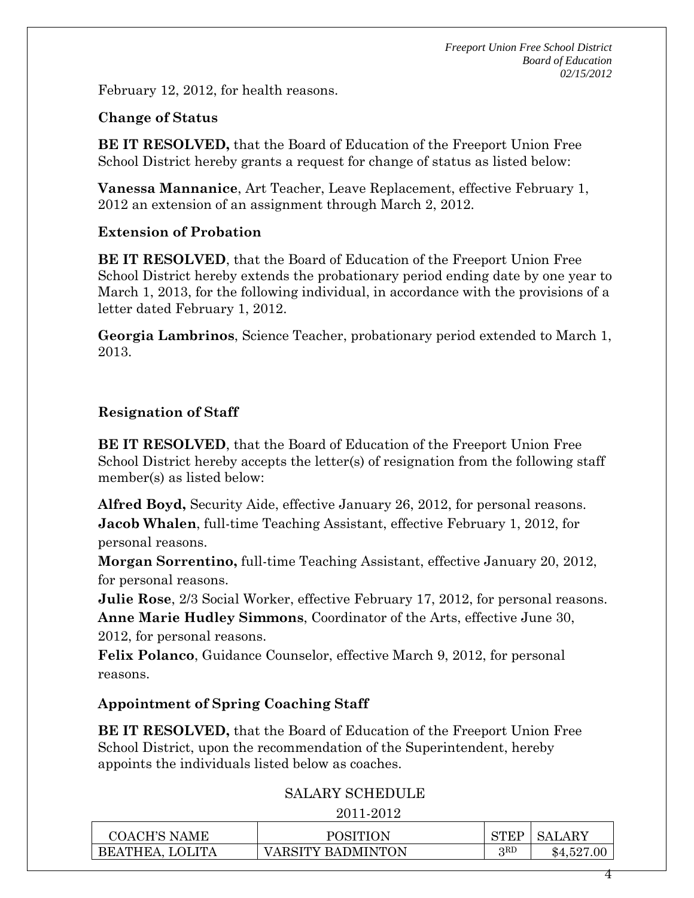February 12, 2012, for health reasons.

**Change of Status**

**BE IT RESOLVED,** that the Board of Education of the Freeport Union Free School District hereby grants a request for change of status as listed below:

**Vanessa Mannanice**, Art Teacher, Leave Replacement, effective February 1, 2012 an extension of an assignment through March 2, 2012.

**Extension of Probation**

**BE IT RESOLVED**, that the Board of Education of the Freeport Union Free School District hereby extends the probationary period ending date by one year to March 1, 2013, for the following individual, in accordance with the provisions of a letter dated February 1, 2012.

**Georgia Lambrinos**, Science Teacher, probationary period extended to March 1, 2013.

**Resignation of Staff**

**BE IT RESOLVED**, that the Board of Education of the Freeport Union Free School District hereby accepts the letter(s) of resignation from the following staff member(s) as listed below:

**Alfred Boyd,** Security Aide, effective January 26, 2012, for personal reasons.
**Jacob Whalen**, full-time Teaching Assistant, effective February 1, 2012, for personal reasons.
**Morgan Sorrentino,** full-time Teaching Assistant, effective January 20, 2012, for personal reasons.
**Julie Rose**, 2/3 Social Worker, effective February 17, 2012, for personal reasons.
**Anne Marie Hudley Simmons**, Coordinator of the Arts, effective June 30, 2012, for personal reasons.
**Felix Polanco**, Guidance Counselor, effective March 9, 2012, for personal reasons.

**Appointment of Spring Coaching Staff**

**BE IT RESOLVED,** that the Board of Education of the Freeport Union Free School District, upon the recommendation of the Superintendent, hereby appoints the individuals listed below as coaches.

SALARY SCHEDULE

2011-2012

| COACH'S NAME | POSITION | STEP | SALARY |
|---|---|---|---|
| BEATHEA, LOLITA | VARSITY BADMINTON | 3RD | $4,527.00 |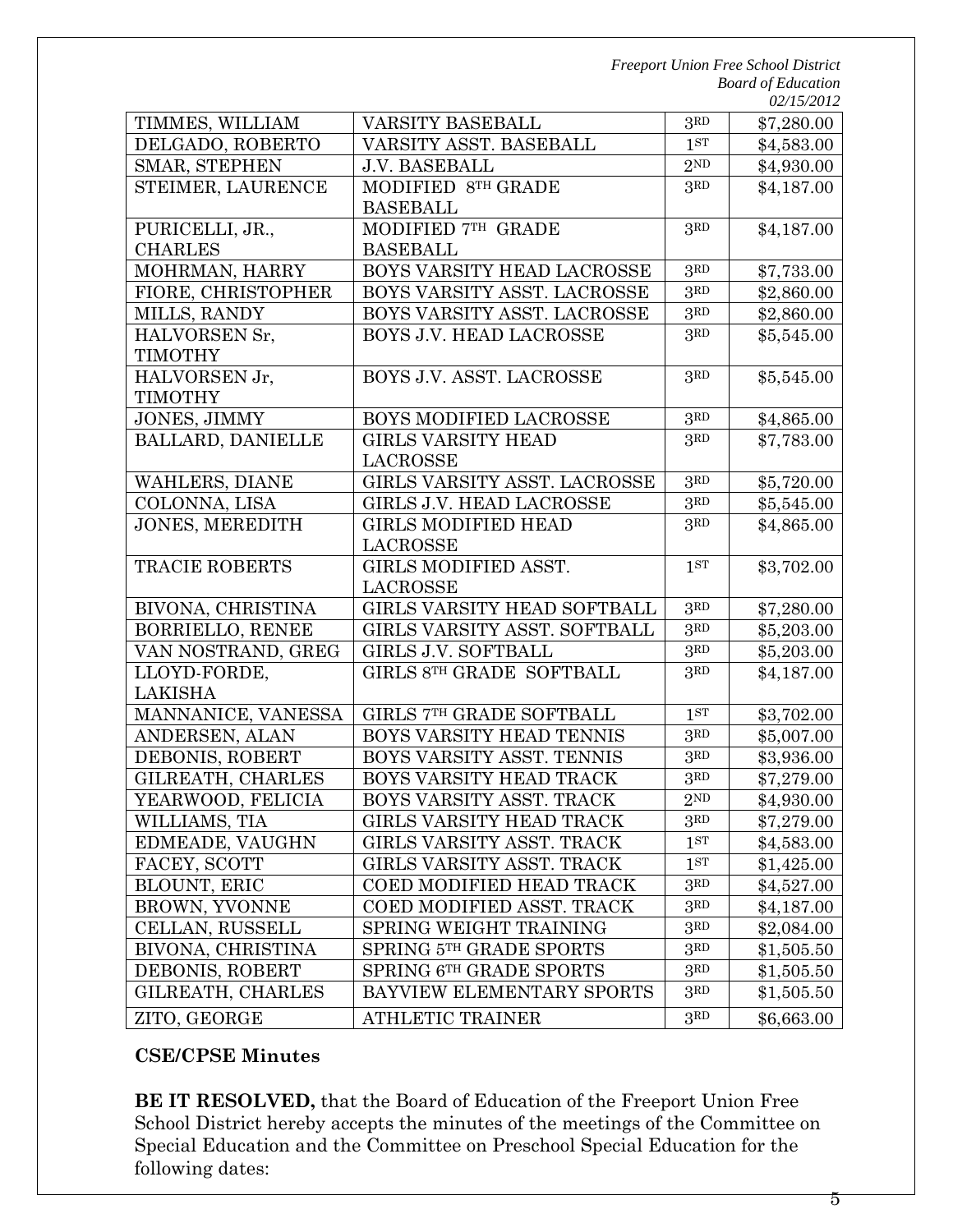| TIMMES, WILLIAM | VARSITY BASEBALL | 3RD | $7,280.00 |
|---|---|---|---|
| DELGADO, ROBERTO | VARSITY ASST. BASEBALL | 1ST | $4,583.00 |
| SMAR, STEPHEN | J.V. BASEBALL | 2ND | $4,930.00 |
| STEIMER, LAURENCE | MODIFIED 8TH GRADE BASEBALL | 3RD | $4,187.00 |
| PURICELLI, JR., CHARLES | MODIFIED 7TH GRADE BASEBALL | 3RD | $4,187.00 |
| MOHRMAN, HARRY | BOYS VARSITY HEAD LACROSSE | 3RD | $7,733.00 |
| FIORE, CHRISTOPHER | BOYS VARSITY ASST. LACROSSE | 3RD | $2,860.00 |
| MILLS, RANDY | BOYS VARSITY ASST. LACROSSE | 3RD | $2,860.00 |
| HALVORSEN Sr, TIMOTHY | BOYS J.V. HEAD LACROSSE | 3RD | $5,545.00 |
| HALVORSEN Jr, TIMOTHY | BOYS J.V. ASST. LACROSSE | 3RD | $5,545.00 |
| JONES, JIMMY | BOYS MODIFIED LACROSSE | 3RD | $4,865.00 |
| BALLARD, DANIELLE | GIRLS VARSITY HEAD LACROSSE | 3RD | $7,783.00 |
| WAHLERS, DIANE | GIRLS VARSITY ASST. LACROSSE | 3RD | $5,720.00 |
| COLONNA, LISA | GIRLS J.V. HEAD LACROSSE | 3RD | $5,545.00 |
| JONES, MEREDITH | GIRLS MODIFIED HEAD LACROSSE | 3RD | $4,865.00 |
| TRACIE ROBERTS | GIRLS MODIFIED ASST. LACROSSE | 1ST | $3,702.00 |
| BIVONA, CHRISTINA | GIRLS VARSITY HEAD SOFTBALL | 3RD | $7,280.00 |
| BORRIELLO, RENEE | GIRLS VARSITY ASST. SOFTBALL | 3RD | $5,203.00 |
| VAN NOSTRAND, GREG | GIRLS J.V. SOFTBALL | 3RD | $5,203.00 |
| LLOYD-FORDE, LAKISHA | GIRLS 8TH GRADE SOFTBALL | 3RD | $4,187.00 |
| MANNANICE, VANESSA | GIRLS 7TH GRADE SOFTBALL | 1ST | $3,702.00 |
| ANDERSEN, ALAN | BOYS VARSITY HEAD TENNIS | 3RD | $5,007.00 |
| DEBONIS, ROBERT | BOYS VARSITY ASST. TENNIS | 3RD | $3,936.00 |
| GILREATH, CHARLES | BOYS VARSITY HEAD TRACK | 3RD | $7,279.00 |
| YEARWOOD, FELICIA | BOYS VARSITY ASST. TRACK | 2ND | $4,930.00 |
| WILLIAMS, TIA | GIRLS VARSITY HEAD TRACK | 3RD | $7,279.00 |
| EDMEADE, VAUGHN | GIRLS VARSITY ASST. TRACK | 1ST | $4,583.00 |
| FACEY, SCOTT | GIRLS VARSITY ASST. TRACK | 1ST | $1,425.00 |
| BLOUNT, ERIC | COED MODIFIED HEAD TRACK | 3RD | $4,527.00 |
| BROWN, YVONNE | COED MODIFIED ASST. TRACK | 3RD | $4,187.00 |
| CELLAN, RUSSELL | SPRING WEIGHT TRAINING | 3RD | $2,084.00 |
| BIVONA, CHRISTINA | SPRING 5TH GRADE SPORTS | 3RD | $1,505.50 |
| DEBONIS, ROBERT | SPRING 6TH GRADE SPORTS | 3RD | $1,505.50 |
| GILREATH, CHARLES | BAYVIEW ELEMENTARY SPORTS | 3RD | $1,505.50 |
| ZITO, GEORGE | ATHLETIC TRAINER | 3RD | $6,663.00 |

**CSE/CPSE Minutes**

**BE IT RESOLVED,** that the Board of Education of the Freeport Union Free School District hereby accepts the minutes of the meetings of the Committee on Special Education and the Committee on Preschool Special Education for the following dates: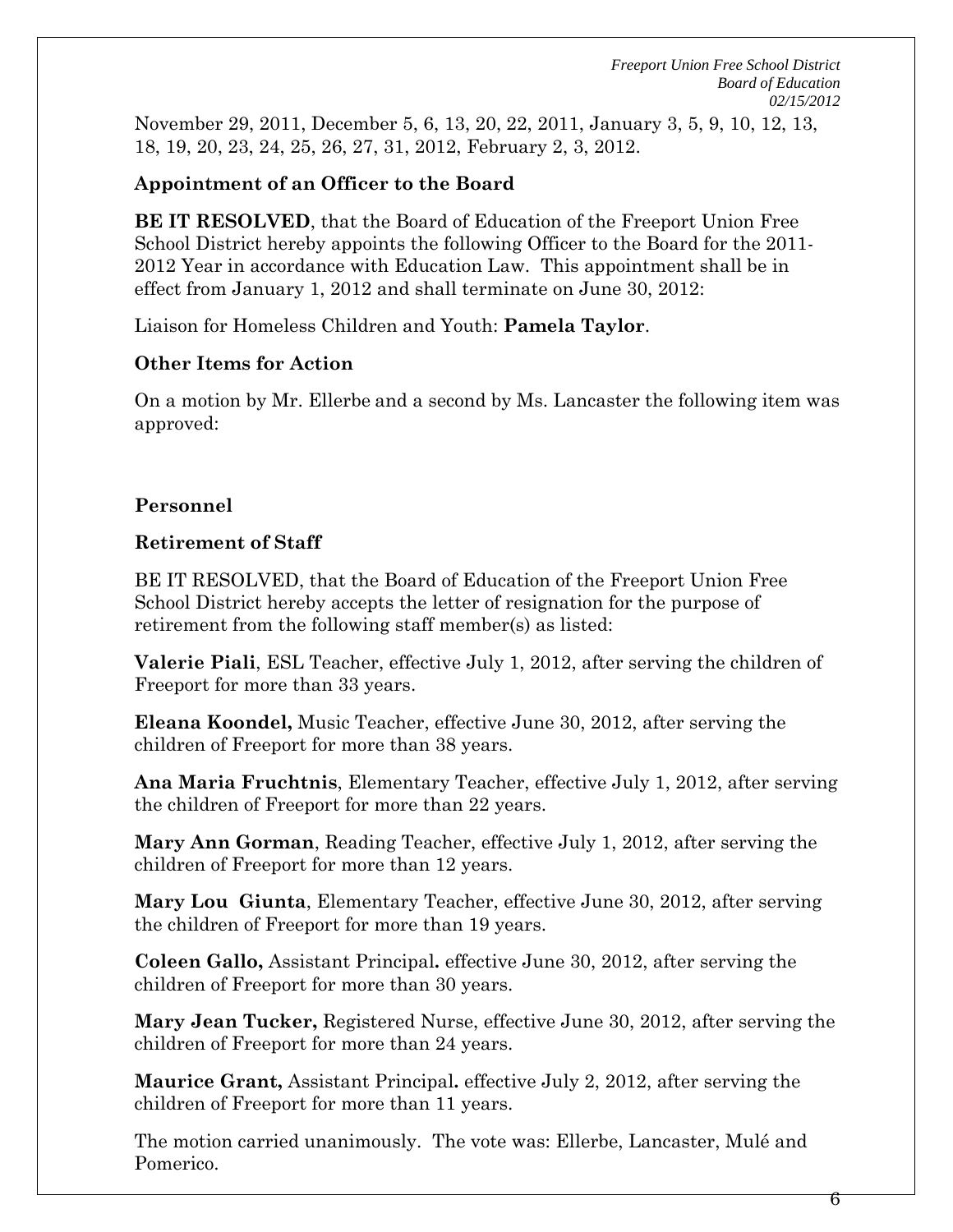November 29, 2011, December 5, 6, 13, 20, 22, 2011, January 3, 5, 9, 10, 12, 13, 18, 19, 20, 23, 24, 25, 26, 27, 31, 2012, February 2, 3, 2012.

### Appointment of an Officer to the Board

**BE IT RESOLVED**, that the Board of Education of the Freeport Union Free School District hereby appoints the following Officer to the Board for the 2011-2012 Year in accordance with Education Law. This appointment shall be in effect from January 1, 2012 and shall terminate on June 30, 2012:

Liaison for Homeless Children and Youth: **Pamela Taylor**.

### Other Items for Action

On a motion by Mr. Ellerbe and a second by Ms. Lancaster the following item was approved:

### Personnel

### Retirement of Staff

BE IT RESOLVED, that the Board of Education of the Freeport Union Free School District hereby accepts the letter of resignation for the purpose of retirement from the following staff member(s) as listed:

**Valerie Piali**, ESL Teacher, effective July 1, 2012, after serving the children of Freeport for more than 33 years.

**Eleana Koondel,** Music Teacher, effective June 30, 2012, after serving the children of Freeport for more than 38 years.

**Ana Maria Fruchtnis**, Elementary Teacher, effective July 1, 2012, after serving the children of Freeport for more than 22 years.

**Mary Ann Gorman**, Reading Teacher, effective July 1, 2012, after serving the children of Freeport for more than 12 years.

**Mary Lou Giunta**, Elementary Teacher, effective June 30, 2012, after serving the children of Freeport for more than 19 years.

**Coleen Gallo,** Assistant Principal**.** effective June 30, 2012, after serving the children of Freeport for more than 30 years.

**Mary Jean Tucker,** Registered Nurse, effective June 30, 2012, after serving the children of Freeport for more than 24 years.

**Maurice Grant,** Assistant Principal**.** effective July 2, 2012, after serving the children of Freeport for more than 11 years.

The motion carried unanimously. The vote was: Ellerbe, Lancaster, Mulé and Pomerico.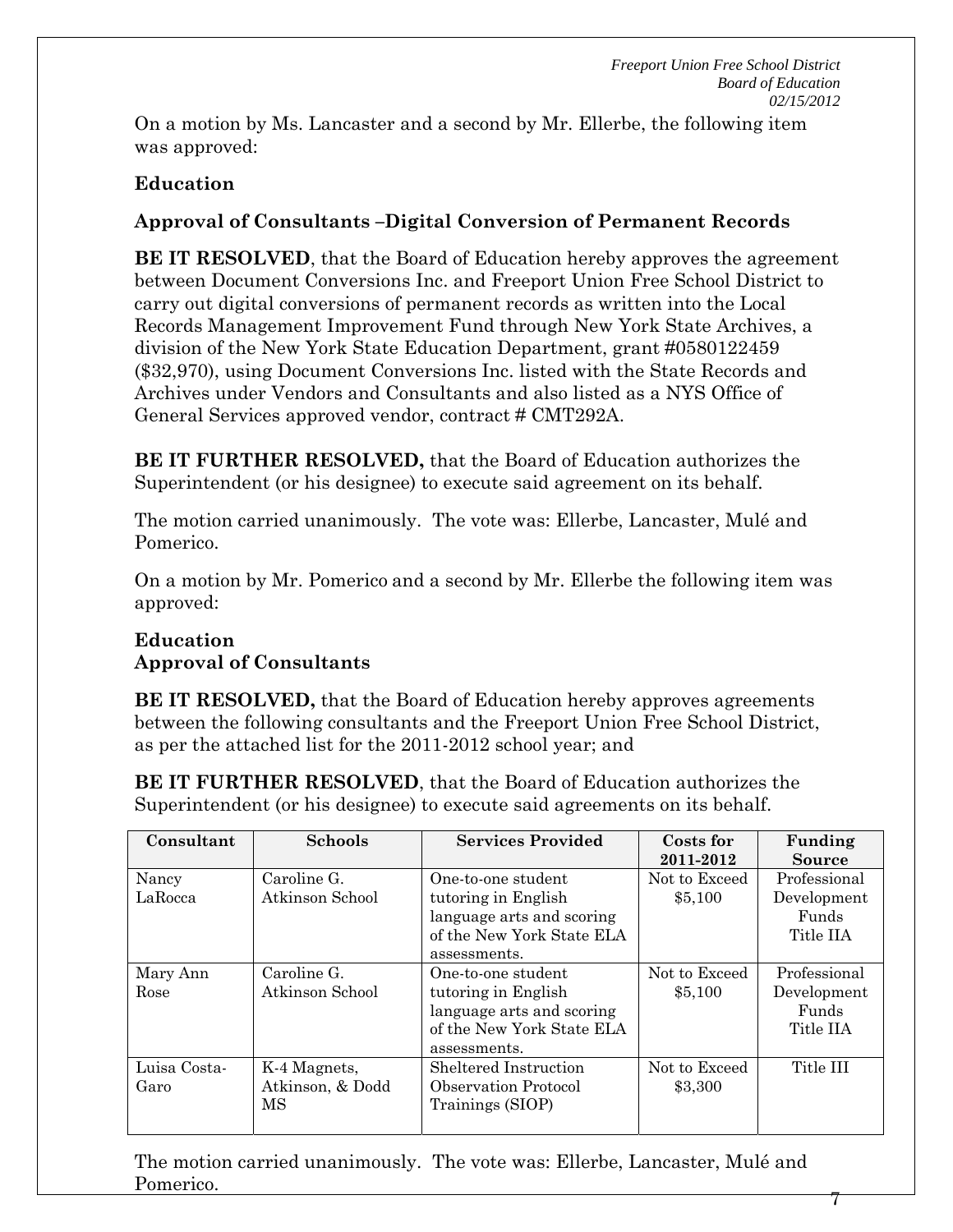On a motion by Ms. Lancaster and a second by Mr. Ellerbe, the following item was approved:

**Education**

**Approval of Consultants –Digital Conversion of Permanent Records**

**BE IT RESOLVED**, that the Board of Education hereby approves the agreement between Document Conversions Inc. and Freeport Union Free School District to carry out digital conversions of permanent records as written into the Local Records Management Improvement Fund through New York State Archives, a division of the New York State Education Department, grant #0580122459 ($32,970), using Document Conversions Inc. listed with the State Records and Archives under Vendors and Consultants and also listed as a NYS Office of General Services approved vendor, contract # CMT292A.

**BE IT FURTHER RESOLVED,** that the Board of Education authorizes the Superintendent (or his designee) to execute said agreement on its behalf.

The motion carried unanimously. The vote was: Ellerbe, Lancaster, Mulé and Pomerico.

On a motion by Mr. Pomerico and a second by Mr. Ellerbe the following item was approved:

**Education**
**Approval of Consultants**

**BE IT RESOLVED,** that the Board of Education hereby approves agreements between the following consultants and the Freeport Union Free School District, as per the attached list for the 2011-2012 school year; and

**BE IT FURTHER RESOLVED**, that the Board of Education authorizes the Superintendent (or his designee) to execute said agreements on its behalf.

| Consultant | Schools | Services Provided | Costs for 2011-2012 | Funding Source |
|---|---|---|---|---|
| Nancy LaRocca | Caroline G. Atkinson School | One-to-one student tutoring in English language arts and scoring of the New York State ELA assessments. | Not to Exceed $5,100 | Professional Development Funds Title IIA |
| Mary Ann Rose | Caroline G. Atkinson School | One-to-one student tutoring in English language arts and scoring of the New York State ELA assessments. | Not to Exceed $5,100 | Professional Development Funds Title IIA |
| Luisa Costa-Garo | K-4 Magnets, Atkinson, & Dodd MS | Sheltered Instruction Observation Protocol Trainings (SIOP) | Not to Exceed $3,300 | Title III |

The motion carried unanimously. The vote was: Ellerbe, Lancaster, Mulé and Pomerico.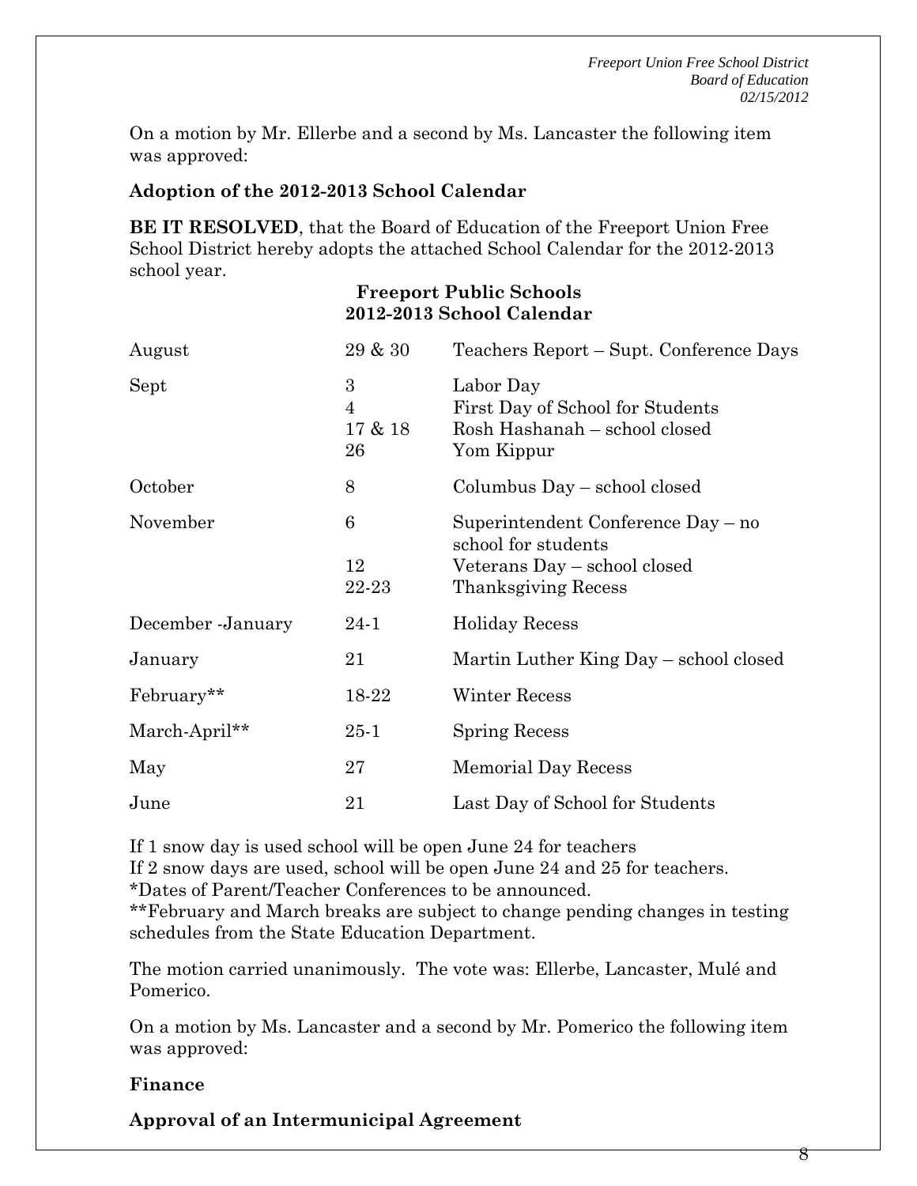On a motion by Mr. Ellerbe and a second by Ms. Lancaster the following item was approved:

**Adoption of the 2012-2013 School Calendar**

**BE IT RESOLVED**, that the Board of Education of the Freeport Union Free School District hereby adopts the attached School Calendar for the 2012-2013 school year.

**Freeport Public Schools**
**2012-2013 School Calendar**

| | | |
|---|---|---|
| August | 29 & 30 | Teachers Report – Supt. Conference Days |
| Sept | 3 | Labor Day |
| | 4 | First Day of School for Students |
| | 17 & 18 | Rosh Hashanah – school closed |
| | 26 | Yom Kippur |
| October | 8 | Columbus Day – school closed |
| November | 6 | Superintendent Conference Day – no school for students |
| | 12 | Veterans Day – school closed |
| | 22-23 | Thanksgiving Recess |
| December -January | 24-1 | Holiday Recess |
| January | 21 | Martin Luther King Day – school closed |
| February** | 18-22 | Winter Recess |
| March-April** | 25-1 | Spring Recess |
| May | 27 | Memorial Day Recess |
| June | 21 | Last Day of School for Students |

If 1 snow day is used school will be open June 24 for teachers
If 2 snow days are used, school will be open June 24 and 25 for teachers.
*Dates of Parent/Teacher Conferences to be announced.
**February and March breaks are subject to change pending changes in testing schedules from the State Education Department.

The motion carried unanimously. The vote was: Ellerbe, Lancaster, Mulé and Pomerico.

On a motion by Ms. Lancaster and a second by Mr. Pomerico the following item was approved:

**Finance**

**Approval of an Intermunicipal Agreement**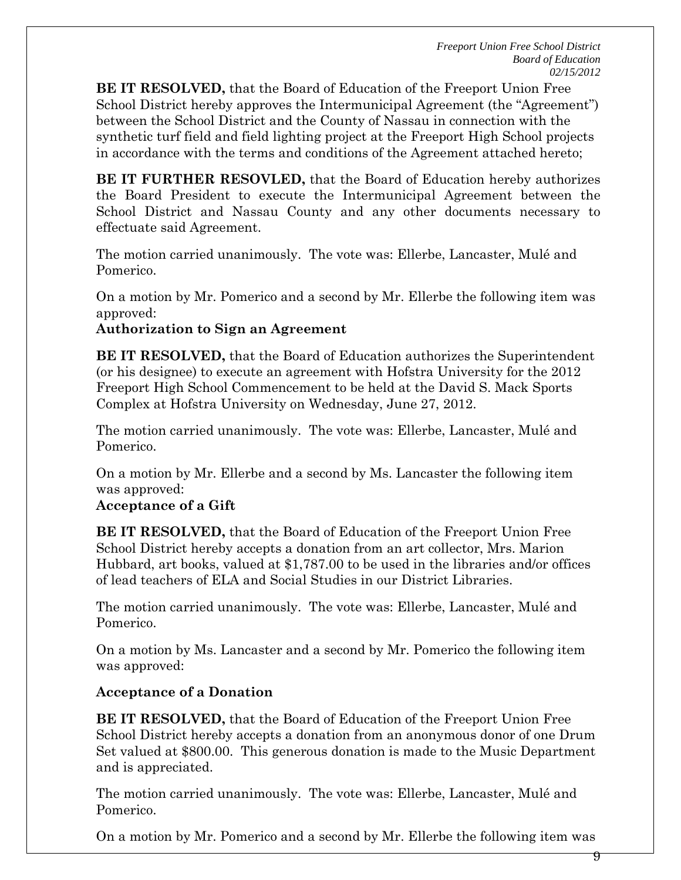**BE IT RESOLVED,** that the Board of Education of the Freeport Union Free School District hereby approves the Intermunicipal Agreement (the "Agreement") between the School District and the County of Nassau in connection with the synthetic turf field and field lighting project at the Freeport High School projects in accordance with the terms and conditions of the Agreement attached hereto;

**BE IT FURTHER RESOVLED,** that the Board of Education hereby authorizes the Board President to execute the Intermunicipal Agreement between the School District and Nassau County and any other documents necessary to effectuate said Agreement.

The motion carried unanimously. The vote was: Ellerbe, Lancaster, Mulé and Pomerico.

On a motion by Mr. Pomerico and a second by Mr. Ellerbe the following item was approved:

**Authorization to Sign an Agreement**

**BE IT RESOLVED,** that the Board of Education authorizes the Superintendent (or his designee) to execute an agreement with Hofstra University for the 2012 Freeport High School Commencement to be held at the David S. Mack Sports Complex at Hofstra University on Wednesday, June 27, 2012.

The motion carried unanimously. The vote was: Ellerbe, Lancaster, Mulé and Pomerico.

On a motion by Mr. Ellerbe and a second by Ms. Lancaster the following item was approved:

**Acceptance of a Gift**

**BE IT RESOLVED,** that the Board of Education of the Freeport Union Free School District hereby accepts a donation from an art collector, Mrs. Marion Hubbard, art books, valued at $1,787.00 to be used in the libraries and/or offices of lead teachers of ELA and Social Studies in our District Libraries.

The motion carried unanimously. The vote was: Ellerbe, Lancaster, Mulé and Pomerico.

On a motion by Ms. Lancaster and a second by Mr. Pomerico the following item was approved:

**Acceptance of a Donation**

**BE IT RESOLVED,** that the Board of Education of the Freeport Union Free School District hereby accepts a donation from an anonymous donor of one Drum Set valued at $800.00. This generous donation is made to the Music Department and is appreciated.

The motion carried unanimously. The vote was: Ellerbe, Lancaster, Mulé and Pomerico.

On a motion by Mr. Pomerico and a second by Mr. Ellerbe the following item was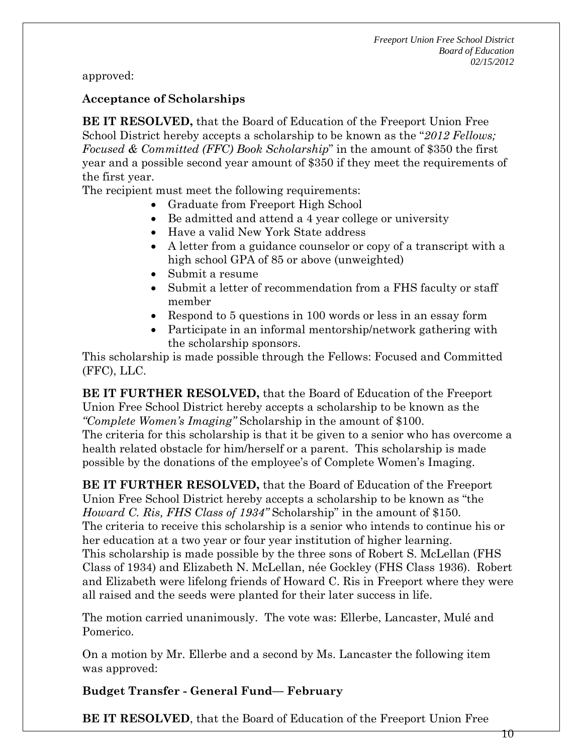approved:

**Acceptance of Scholarships**

**BE IT RESOLVED,** that the Board of Education of the Freeport Union Free School District hereby accepts a scholarship to be known as the "*2012 Fellows; Focused & Committed (FFC) Book Scholarship*" in the amount of $350 the first year and a possible second year amount of $350 if they meet the requirements of the first year.

The recipient must meet the following requirements:

- Graduate from Freeport High School
- Be admitted and attend a 4 year college or university
- Have a valid New York State address
- A letter from a guidance counselor or copy of a transcript with a high school GPA of 85 or above (unweighted)
- Submit a resume
- Submit a letter of recommendation from a FHS faculty or staff member
- Respond to 5 questions in 100 words or less in an essay form
- Participate in an informal mentorship/network gathering with the scholarship sponsors.

This scholarship is made possible through the Fellows: Focused and Committed (FFC), LLC.

**BE IT FURTHER RESOLVED,** that the Board of Education of the Freeport Union Free School District hereby accepts a scholarship to be known as the *"Complete Women's Imaging"* Scholarship in the amount of $100.
The criteria for this scholarship is that it be given to a senior who has overcome a health related obstacle for him/herself or a parent. This scholarship is made possible by the donations of the employee's of Complete Women's Imaging.

**BE IT FURTHER RESOLVED,** that the Board of Education of the Freeport Union Free School District hereby accepts a scholarship to be known as "the *Howard C. Ris, FHS Class of 1934"* Scholarship" in the amount of $150.
The criteria to receive this scholarship is a senior who intends to continue his or her education at a two year or four year institution of higher learning.
This scholarship is made possible by the three sons of Robert S. McLellan (FHS Class of 1934) and Elizabeth N. McLellan, née Gockley (FHS Class 1936). Robert and Elizabeth were lifelong friends of Howard C. Ris in Freeport where they were all raised and the seeds were planted for their later success in life.

The motion carried unanimously. The vote was: Ellerbe, Lancaster, Mulé and Pomerico.

On a motion by Mr. Ellerbe and a second by Ms. Lancaster the following item was approved:

**Budget Transfer - General Fund— February**

**BE IT RESOLVED**, that the Board of Education of the Freeport Union Free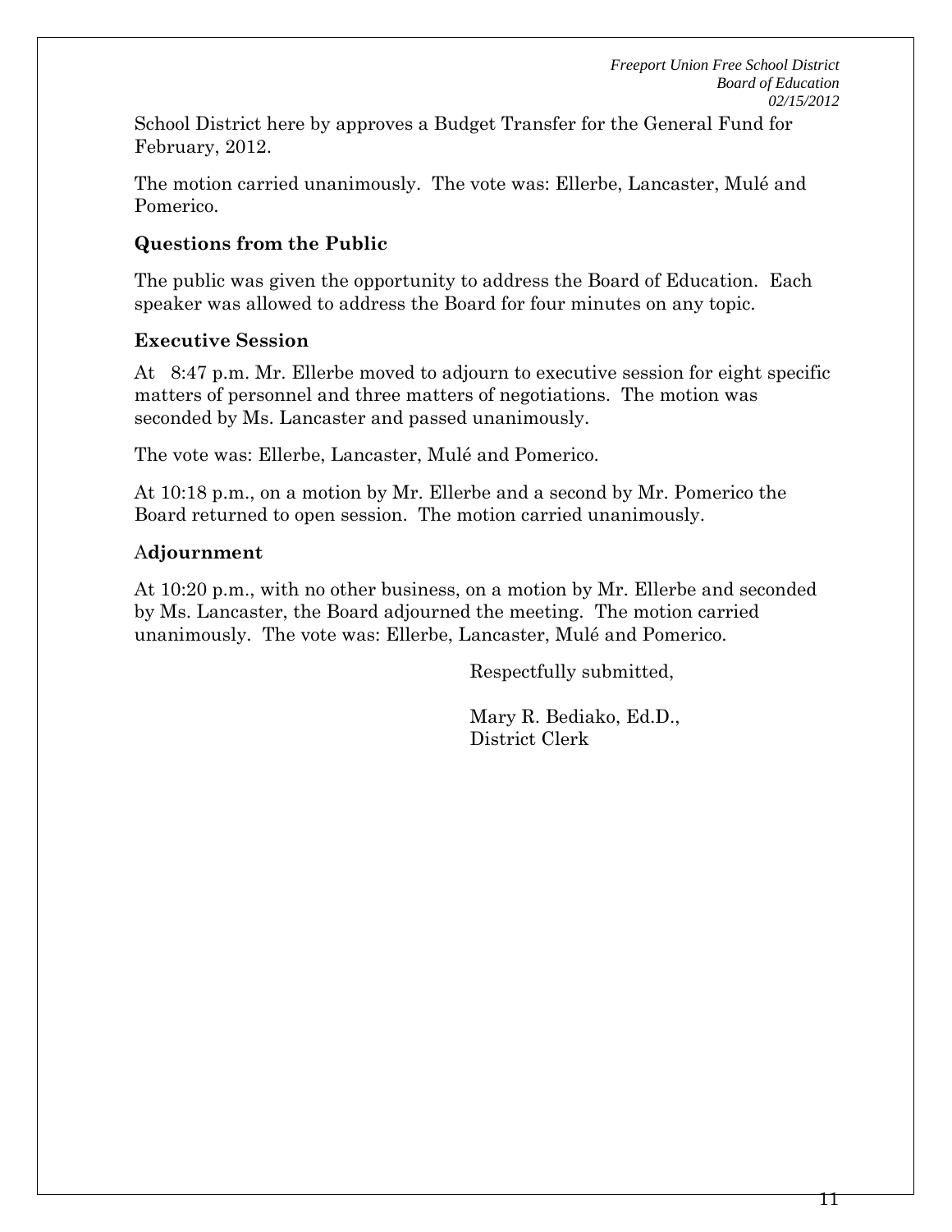School District here by approves a Budget Transfer for the General Fund for February, 2012.

The motion carried unanimously. The vote was: Ellerbe, Lancaster, Mulé and Pomerico.

**Questions from the Public**

The public was given the opportunity to address the Board of Education. Each speaker was allowed to address the Board for four minutes on any topic.

**Executive Session**

At 8:47 p.m. Mr. Ellerbe moved to adjourn to executive session for eight specific matters of personnel and three matters of negotiations. The motion was seconded by Ms. Lancaster and passed unanimously.

The vote was: Ellerbe, Lancaster, Mulé and Pomerico.

At 10:18 p.m., on a motion by Mr. Ellerbe and a second by Mr. Pomerico the Board returned to open session. The motion carried unanimously.

**Adjournment**

At 10:20 p.m., with no other business, on a motion by Mr. Ellerbe and seconded by Ms. Lancaster, the Board adjourned the meeting. The motion carried unanimously. The vote was: Ellerbe, Lancaster, Mulé and Pomerico.

Respectfully submitted,

Mary R. Bediako, Ed.D.,
District Clerk